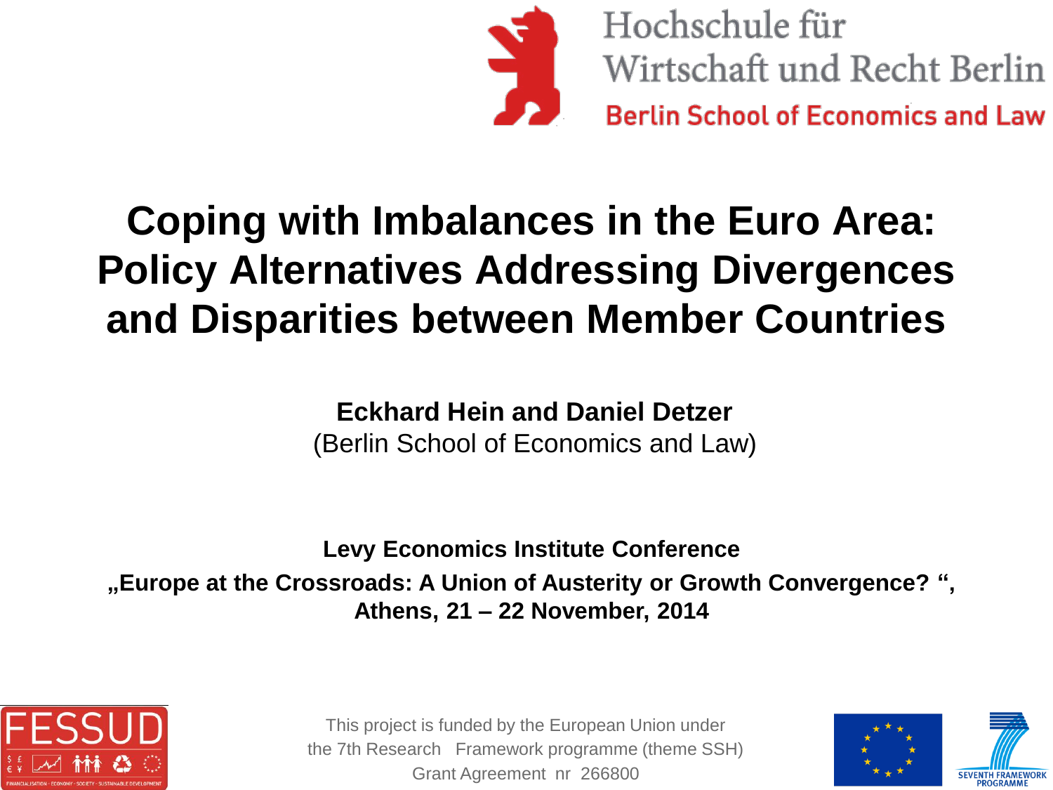Hochschule für Wirtschaft und Recht Berlin

Berlin School of Economics and Law

# Coping with Imbalances in the Euro Area: Policy Alternatives Addressing Divergences and Disparities between Member Countries

**Eckhard Hein and Daniel Detzer**

(Berlin School of Economics and Law)

**Levy Economics Institute Conference**

**„Europe at the Crossroads: A Union of Austerity or Growth Convergence? ", Athens, 21 – 22 November, 2014**

FESSUD

FINANCIALISATION · ECONOMY · SOCIETY · SUSTAINABLE DEVELOPMENT

This project is funded by the European Union under the 7th Research Framework programme (theme SSH) Grant Agreement nr 266800

SEVENTH FRAMEWORK PROGRAMME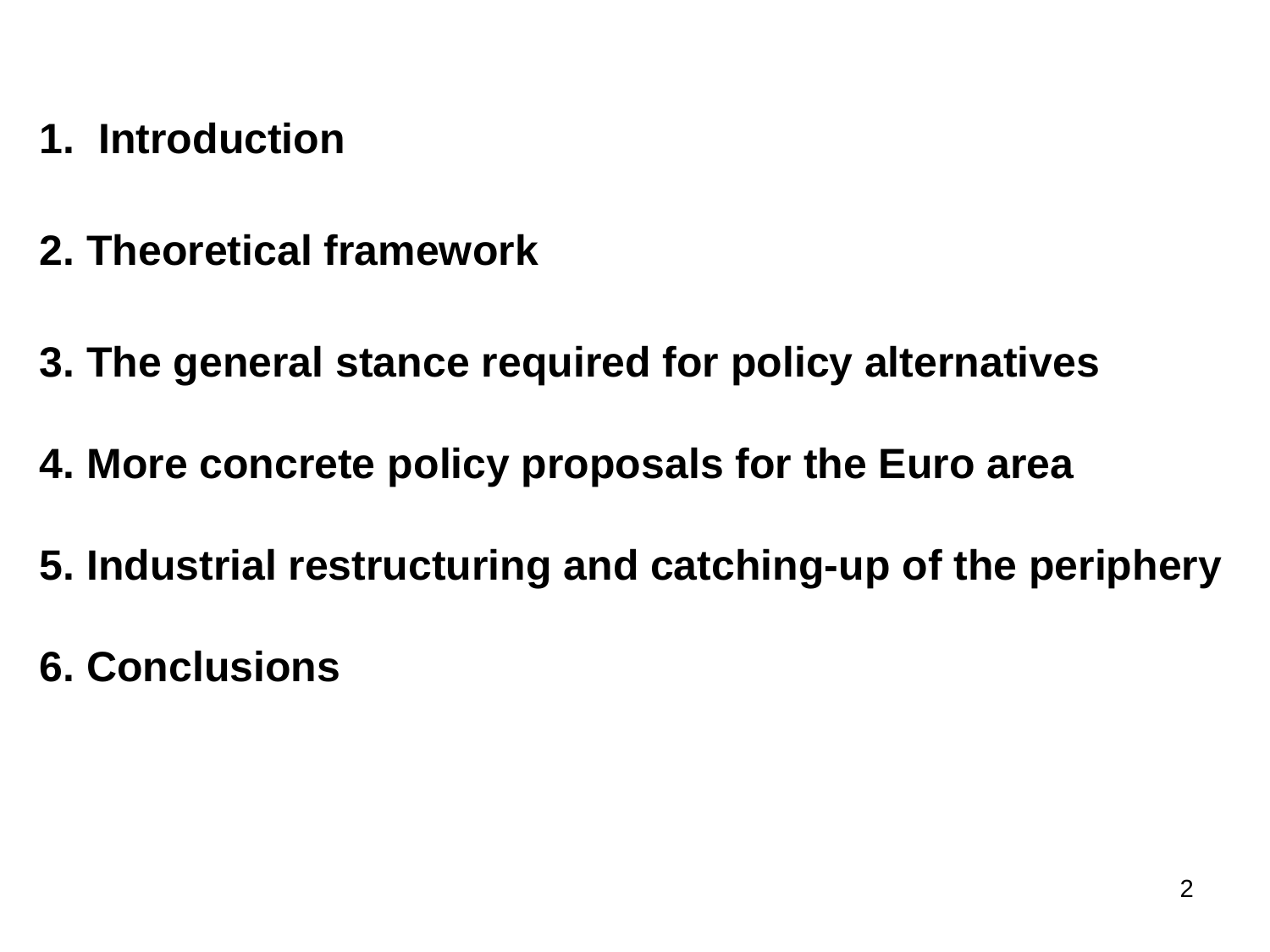1. Introduction
2. Theoretical framework
3. The general stance required for policy alternatives
4. More concrete policy proposals for the Euro area
5. Industrial restructuring and catching-up of the periphery
6. Conclusions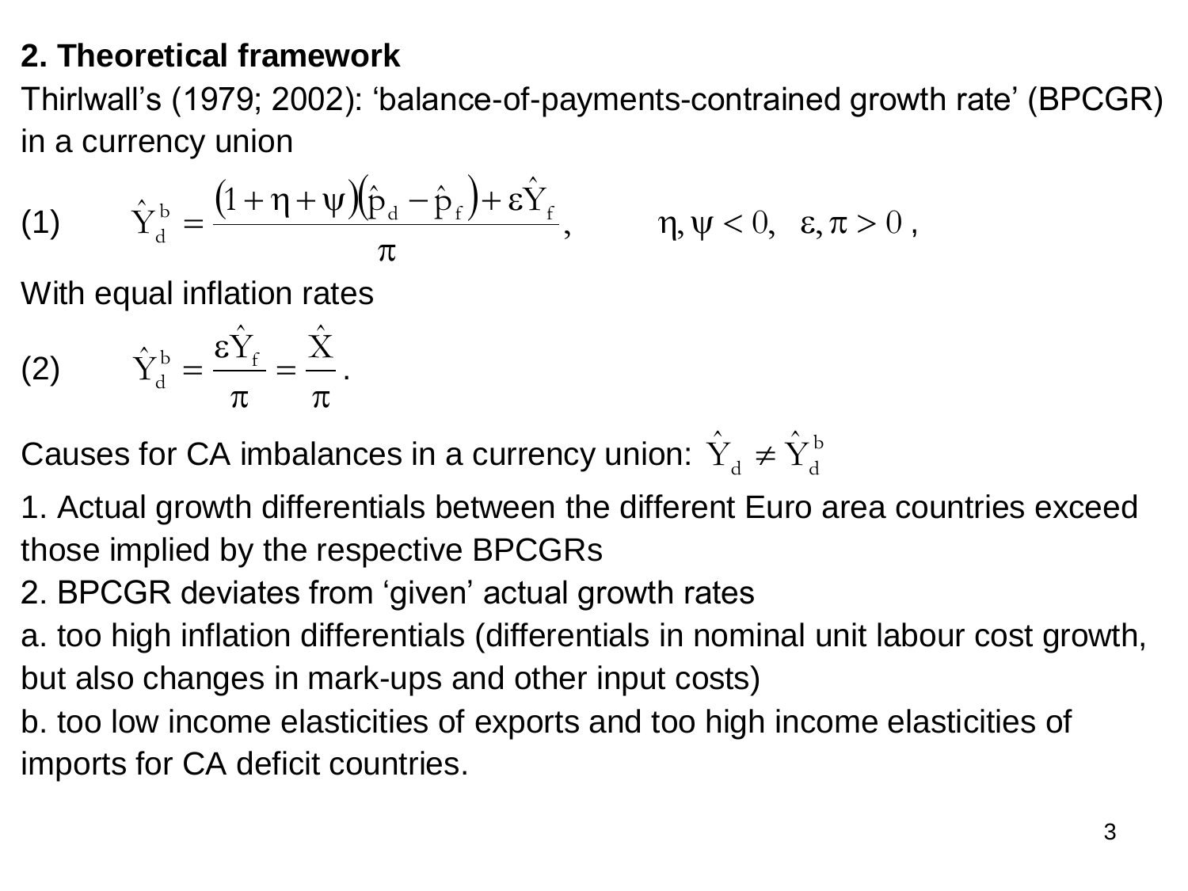## 2. Theoretical framework

Thirlwall's (1979; 2002): 'balance-of-payments-contrained growth rate' (BPCGR) in a currency union

(1) $$\hat{Y}_d^b = \frac{(1+\eta+\psi)(\hat{p}_d - \hat{p}_f) + \varepsilon \hat{Y}_f}{\pi}, \qquad \eta, \psi < 0, \quad \varepsilon, \pi > 0 \text{ ,}$$

With equal inflation rates

(2) $$\hat{Y}_d^b = \frac{\varepsilon \hat{Y}_f}{\pi} = \frac{\hat{X}}{\pi} .$$

Causes for CA imbalances in a currency union: $\hat{Y}_d \neq \hat{Y}_d^b$

1. Actual growth differentials between the different Euro area countries exceed those implied by the respective BPCGRs
2. BPCGR deviates from 'given' actual growth rates

a. too high inflation differentials (differentials in nominal unit labour cost growth, but also changes in mark-ups and other input costs)

b. too low income elasticities of exports and too high income elasticities of imports for CA deficit countries.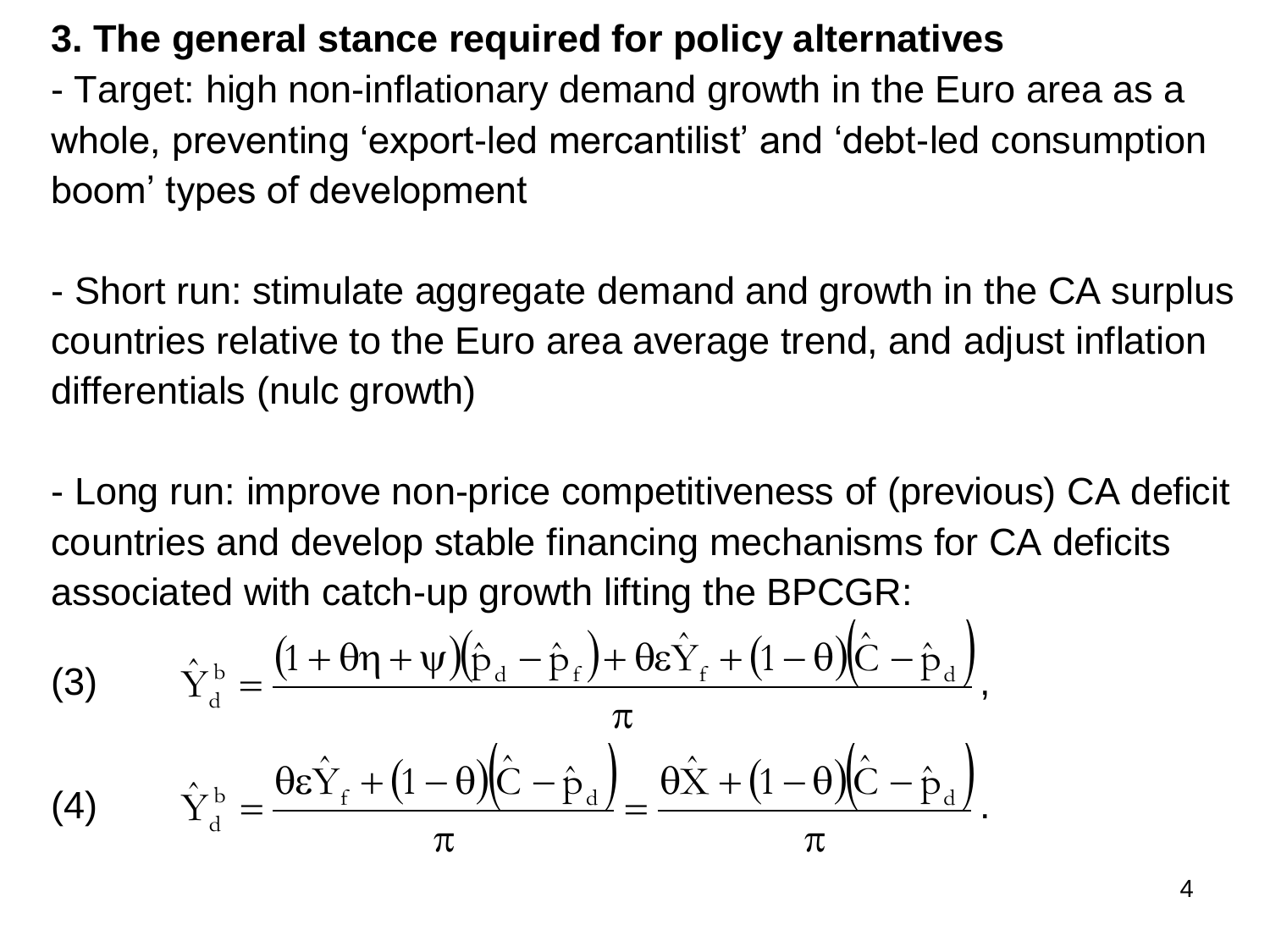### 3. The general stance required for policy alternatives

- Target: high non-inflationary demand growth in the Euro area as a whole, preventing ‘export-led mercantilist’ and ‘debt-led consumption boom’ types of development

- Short run: stimulate aggregate demand and growth in the CA surplus countries relative to the Euro area average trend, and adjust inflation differentials (nulc growth)

- Long run: improve non-price competitiveness of (previous) CA deficit countries and develop stable financing mechanisms for CA deficits associated with catch-up growth lifting the BPCGR:

$$\hat{Y}_d^b = \frac{(1 + \theta\eta + \psi)(\hat{p}_d - \hat{p}_f) + \theta\varepsilon\hat{Y}_f + (1-\theta)(\hat{C} - \hat{p}_d)}{\pi}, \tag{3}$$

$$\hat{Y}_d^b = \frac{\theta\varepsilon\hat{Y}_f + (1-\theta)(\hat{C} - \hat{p}_d)}{\pi} = \frac{\theta\hat{X} + (1-\theta)(\hat{C} - \hat{p}_d)}{\pi}. \tag{4}$$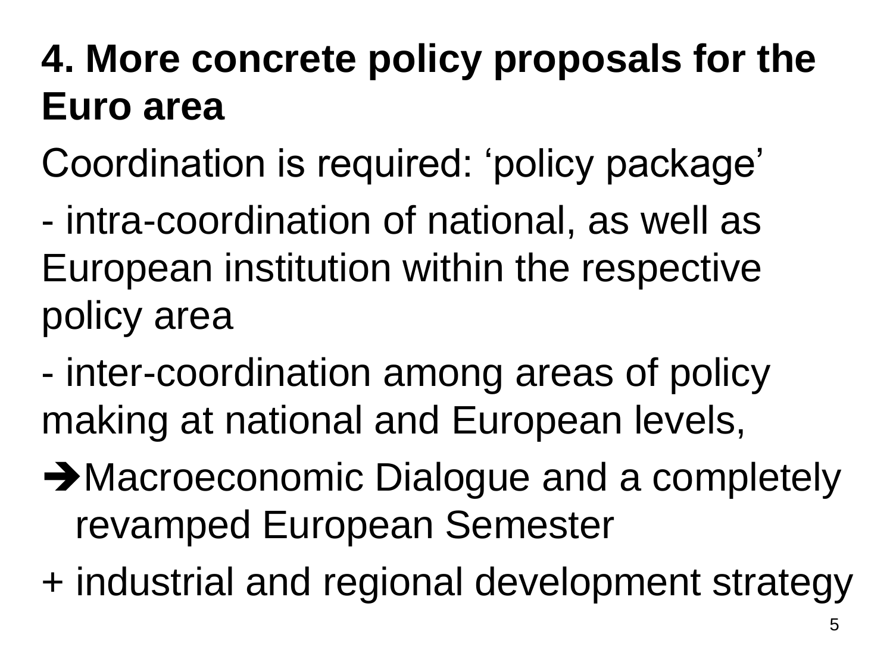# 4. More concrete policy proposals for the Euro area

Coordination is required: ‘policy package’

- intra-coordination of national, as well as European institution within the respective policy area

- inter-coordination among areas of policy making at national and European levels,

➔Macroeconomic Dialogue and a completely revamped European Semester

+ industrial and regional development strategy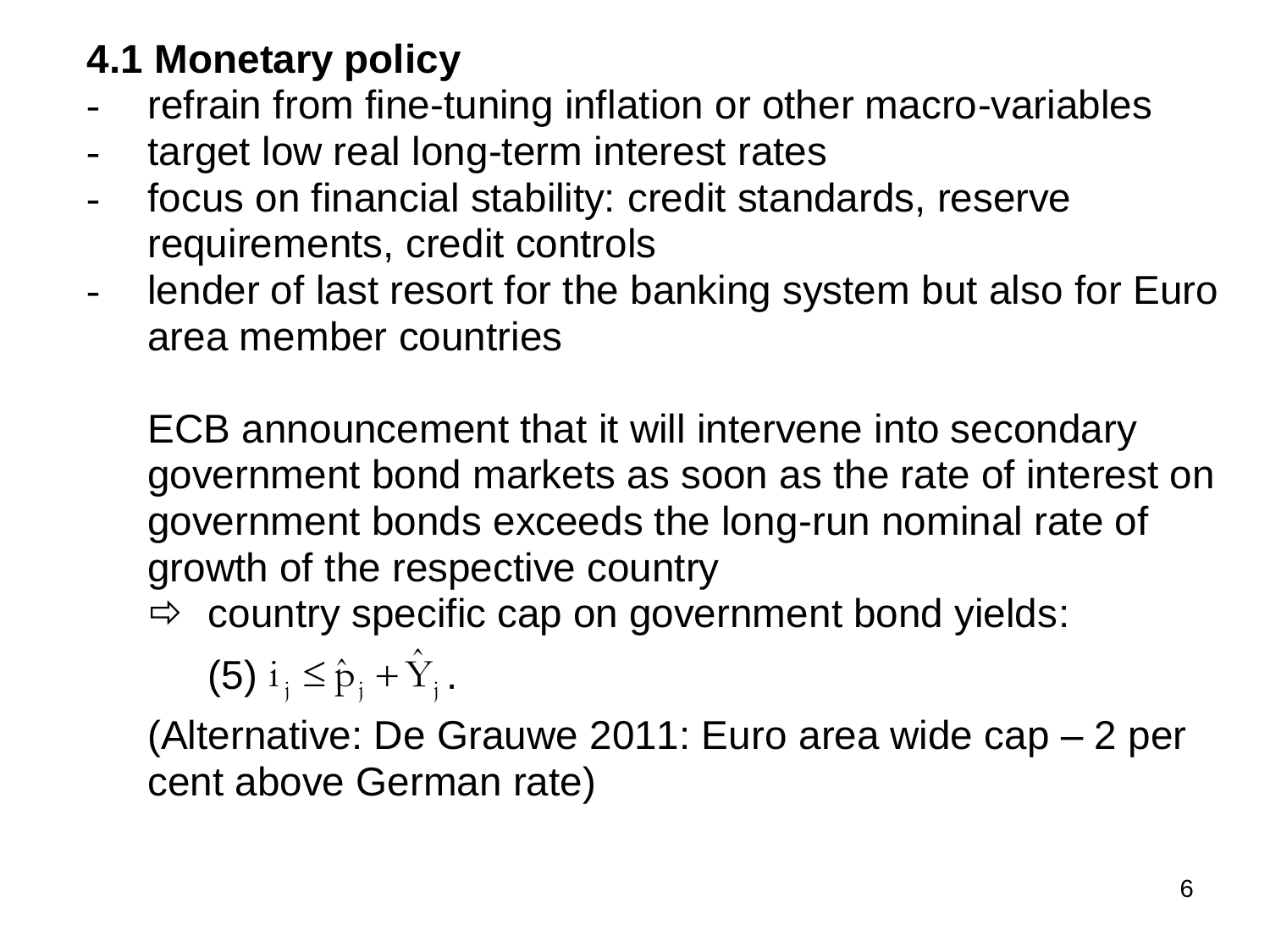## 4.1 Monetary policy

- refrain from fine-tuning inflation or other macro-variables
- target low real long-term interest rates
- focus on financial stability: credit standards, reserve requirements, credit controls
- lender of last resort for the banking system but also for Euro area member countries

  ECB announcement that it will intervene into secondary government bond markets as soon as the rate of interest on government bonds exceeds the long-run nominal rate of growth of the respective country

  ⇨ country specific cap on government bond yields:

  (5) $i_j \leq \hat{p}_j + \hat{Y}_j$ .

  (Alternative: De Grauwe 2011: Euro area wide cap – 2 per cent above German rate)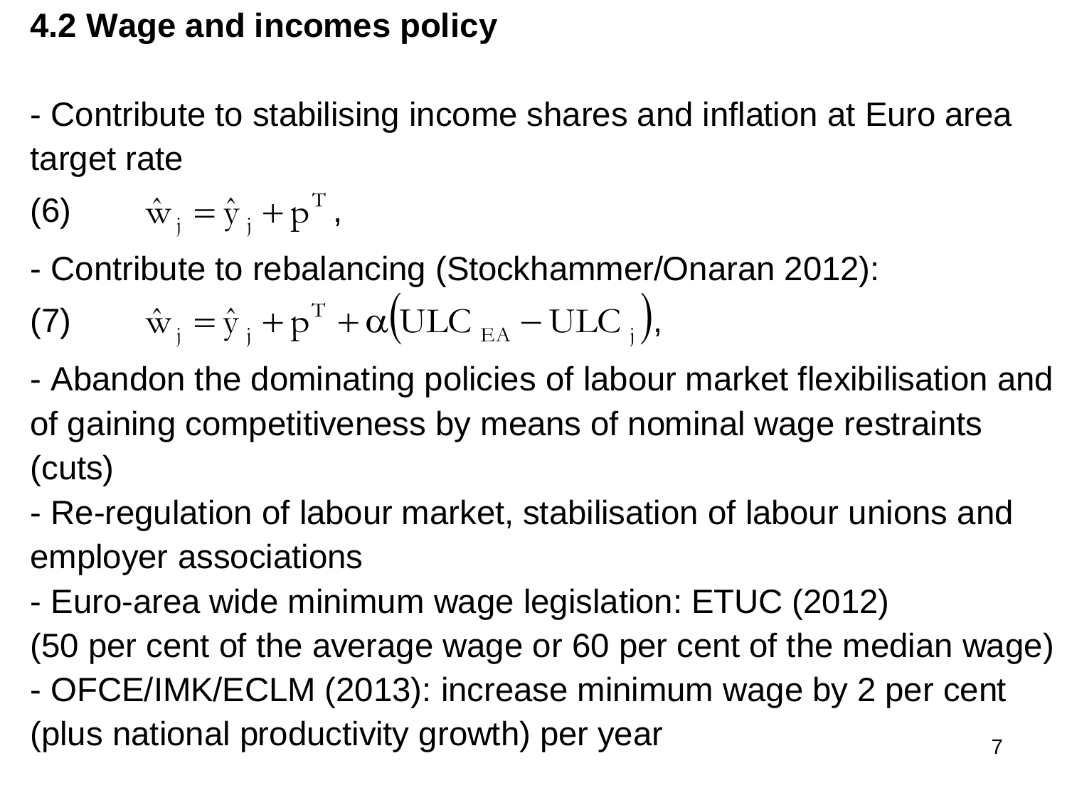## 4.2 Wage and incomes policy

- Contribute to stabilising income shares and inflation at Euro area target rate

(6) $\hat{w}_j = \hat{y}_j + p^T$,

- Contribute to rebalancing (Stockhammer/Onaran 2012):

(7) $\hat{w}_j = \hat{y}_j + p^T + \alpha\left(ULC_{EA} - ULC_j\right)$,

- Abandon the dominating policies of labour market flexibilisation and of gaining competitiveness by means of nominal wage restraints (cuts)
- Re-regulation of labour market, stabilisation of labour unions and employer associations
- Euro-area wide minimum wage legislation: ETUC (2012) (50 per cent of the average wage or 60 per cent of the median wage)
- OFCE/IMK/ECLM (2013): increase minimum wage by 2 per cent (plus national productivity growth) per year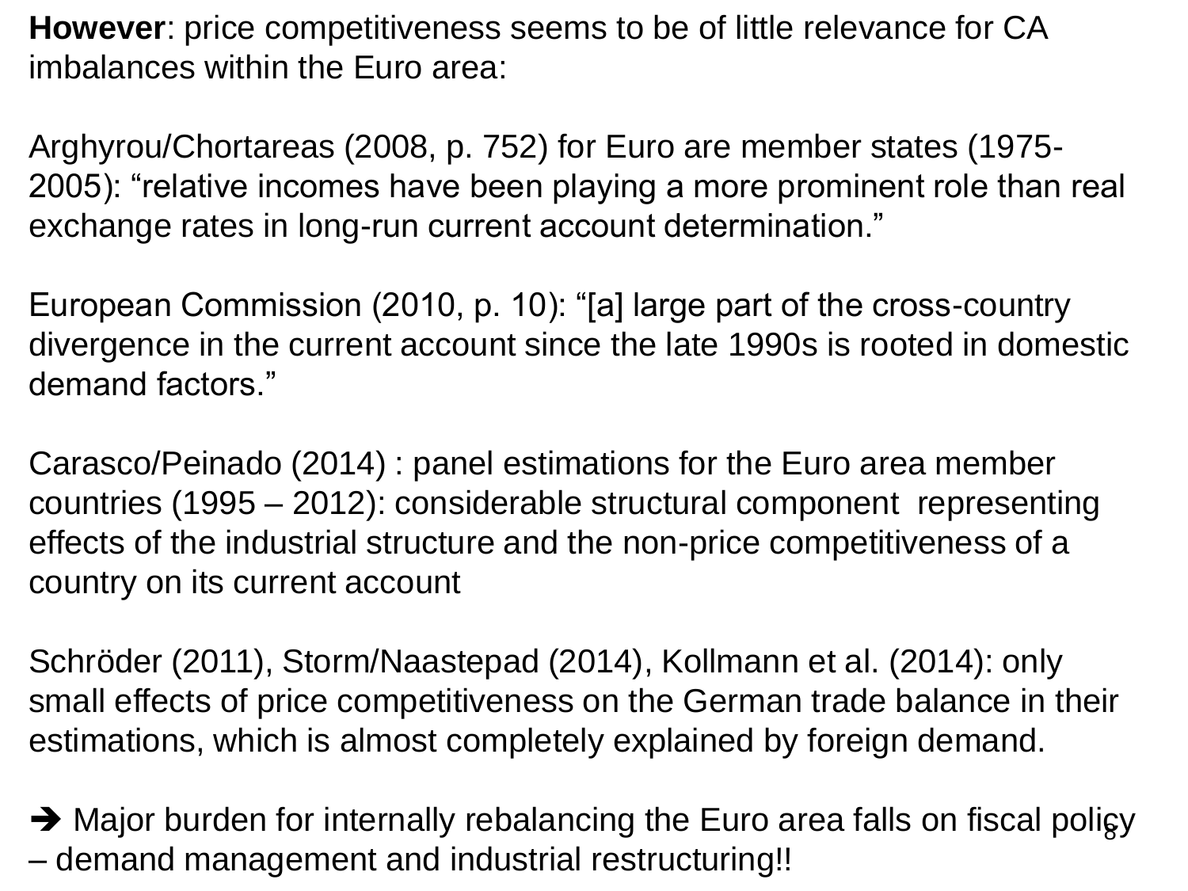**However**: price competitiveness seems to be of little relevance for CA imbalances within the Euro area:

Arghyrou/Chortareas (2008, p. 752) for Euro are member states (1975-2005): “relative incomes have been playing a more prominent role than real exchange rates in long-run current account determination.”

European Commission (2010, p. 10): “[a] large part of the cross-country divergence in the current account since the late 1990s is rooted in domestic demand factors.”

Carasco/Peinado (2014) : panel estimations for the Euro area member countries (1995 – 2012): considerable structural component representing effects of the industrial structure and the non-price competitiveness of a country on its current account

Schröder (2011), Storm/Naastepad (2014), Kollmann et al. (2014): only small effects of price competitiveness on the German trade balance in their estimations, which is almost completely explained by foreign demand.

➔ Major burden for internally rebalancing the Euro area falls on fiscal policy – demand management and industrial restructuring!!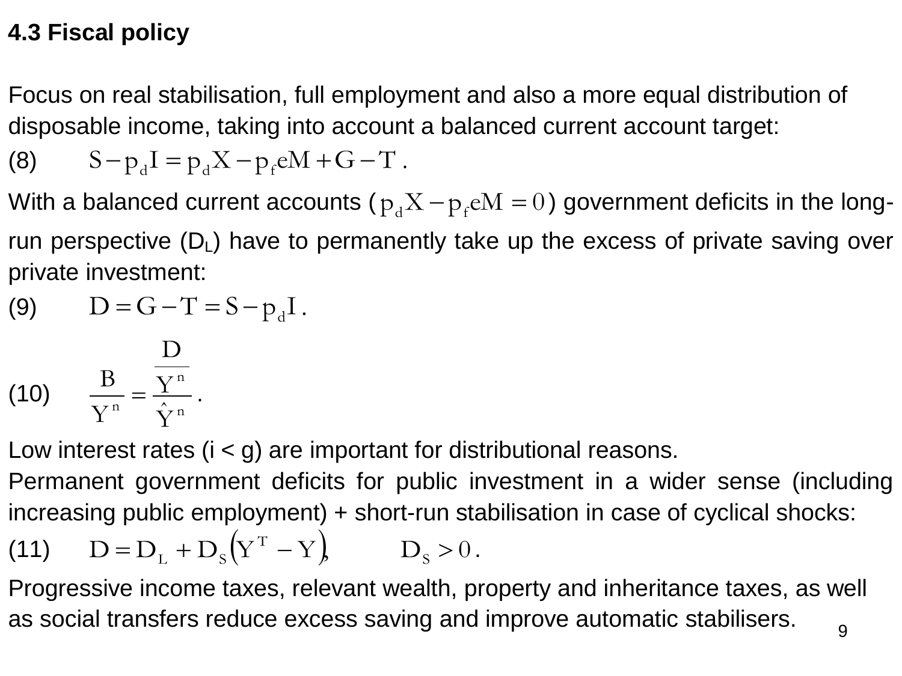### 4.3 Fiscal policy

Focus on real stabilisation, full employment and also a more equal distribution of disposable income, taking into account a balanced current account target:

(8) $S - p_d I = p_d X - p_f eM + G - T$.

With a balanced current accounts ($p_d X - p_f eM = 0$) government deficits in the long-run perspective ($D_L$) have to permanently take up the excess of private saving over private investment:

(9) $D = G - T = S - p_d I$.

(10) $$\frac{B}{Y^n} = \frac{\frac{D}{Y^n}}{\hat{Y}^n}.$$

Low interest rates (i < g) are important for distributional reasons.

Permanent government deficits for public investment in a wider sense (including increasing public employment) + short-run stabilisation in case of cyclical shocks:

(11) $D = D_L + D_S\left(Y^T - Y\right), \qquad D_S > 0$.

Progressive income taxes, relevant wealth, property and inheritance taxes, as well as social transfers reduce excess saving and improve automatic stabilisers.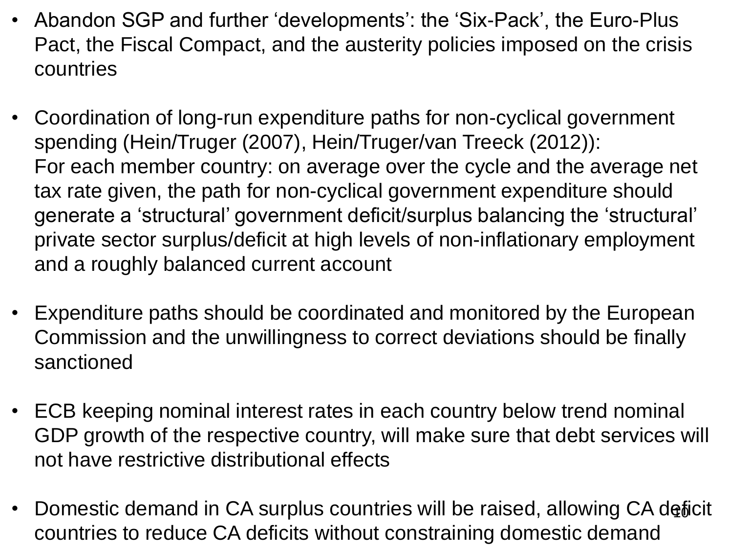- Abandon SGP and further 'developments': the 'Six-Pack', the Euro-Plus Pact, the Fiscal Compact, and the austerity policies imposed on the crisis countries

- Coordination of long-run expenditure paths for non-cyclical government spending (Hein/Truger (2007), Hein/Truger/van Treeck (2012)):
  For each member country: on average over the cycle and the average net tax rate given, the path for non-cyclical government expenditure should generate a 'structural' government deficit/surplus balancing the 'structural' private sector surplus/deficit at high levels of non-inflationary employment and a roughly balanced current account

- Expenditure paths should be coordinated and monitored by the European Commission and the unwillingness to correct deviations should be finally sanctioned

- ECB keeping nominal interest rates in each country below trend nominal GDP growth of the respective country, will make sure that debt services will not have restrictive distributional effects

- Domestic demand in CA surplus countries will be raised, allowing CA deficit countries to reduce CA deficits without constraining domestic demand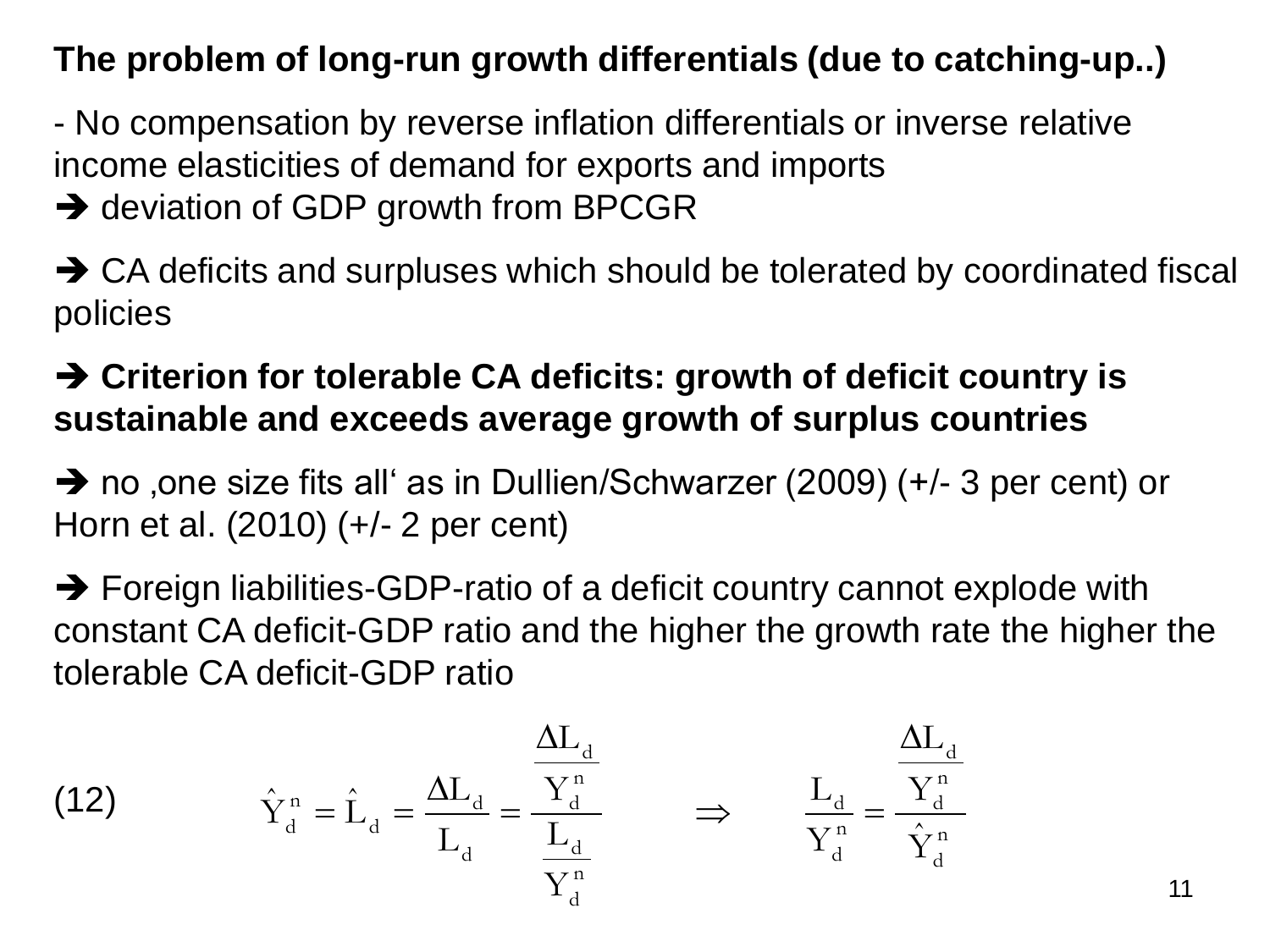**The problem of long-run growth differentials (due to catching-up..)**

- No compensation by reverse inflation differentials or inverse relative income elasticities of demand for exports and imports

➔ deviation of GDP growth from BPCGR

➔ CA deficits and surpluses which should be tolerated by coordinated fiscal policies

➔ **Criterion for tolerable CA deficits: growth of deficit country is sustainable and exceeds average growth of surplus countries**

➔ no ‚one size fits all' as in Dullien/Schwarzer (2009) (+/- 3 per cent) or Horn et al. (2010) (+/- 2 per cent)

➔ Foreign liabilities-GDP-ratio of a deficit country cannot explode with constant CA deficit-GDP ratio and the higher the growth rate the higher the tolerable CA deficit-GDP ratio

(12) $$\hat{Y}_d^n = \hat{L}_d = \frac{\Delta L_d}{L_d} = \frac{\frac{\Delta L_d}{Y_d^n}}{\frac{L_d}{Y_d^n}} \quad \Rightarrow \quad \frac{L_d}{Y_d^n} = \frac{\frac{\Delta L_d}{Y_d^n}}{\hat{Y}_d^n}$$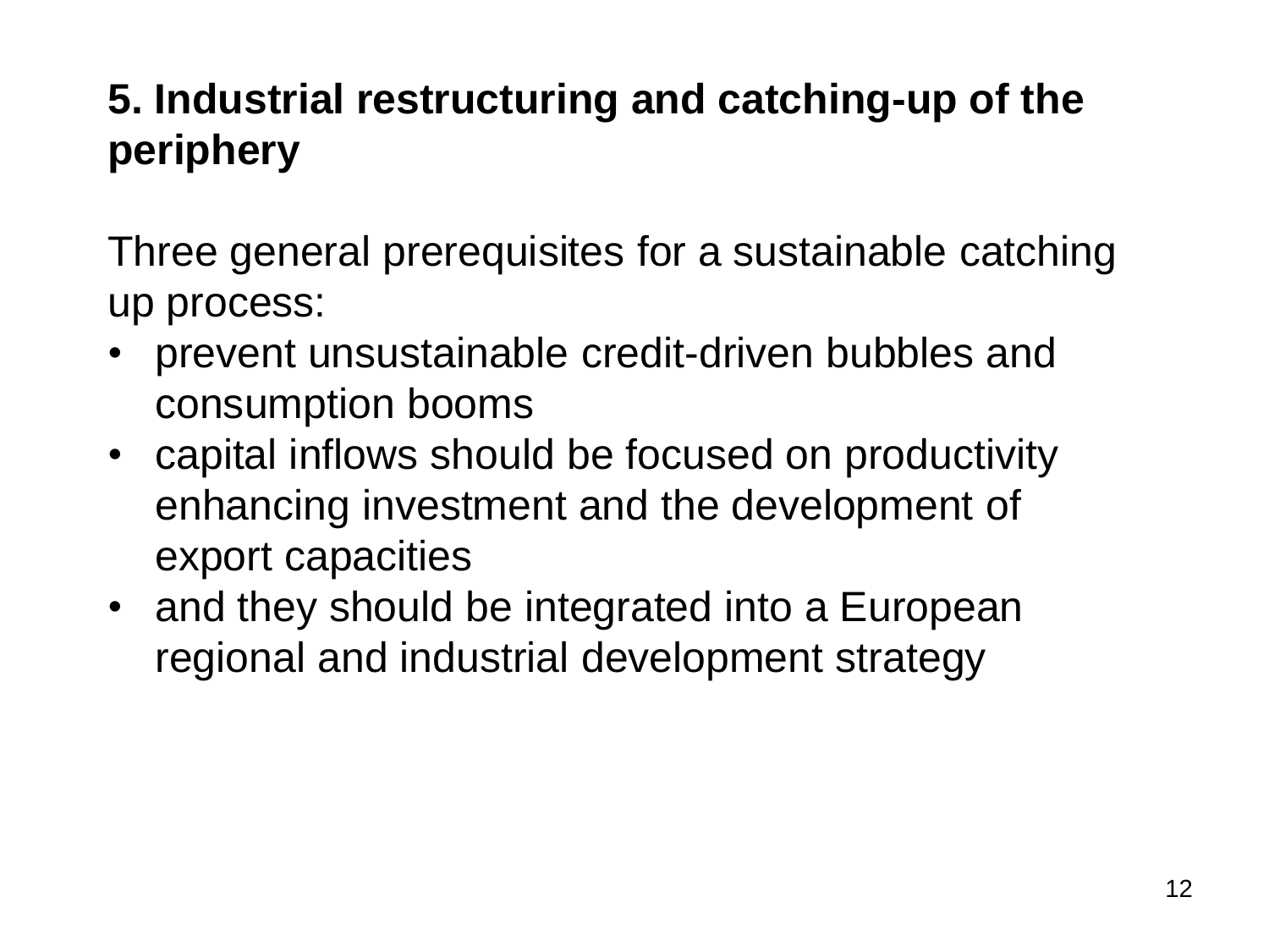## 5. Industrial restructuring and catching-up of the periphery

Three general prerequisites for a sustainable catching up process:

- prevent unsustainable credit-driven bubbles and consumption booms
- capital inflows should be focused on productivity enhancing investment and the development of export capacities
- and they should be integrated into a European regional and industrial development strategy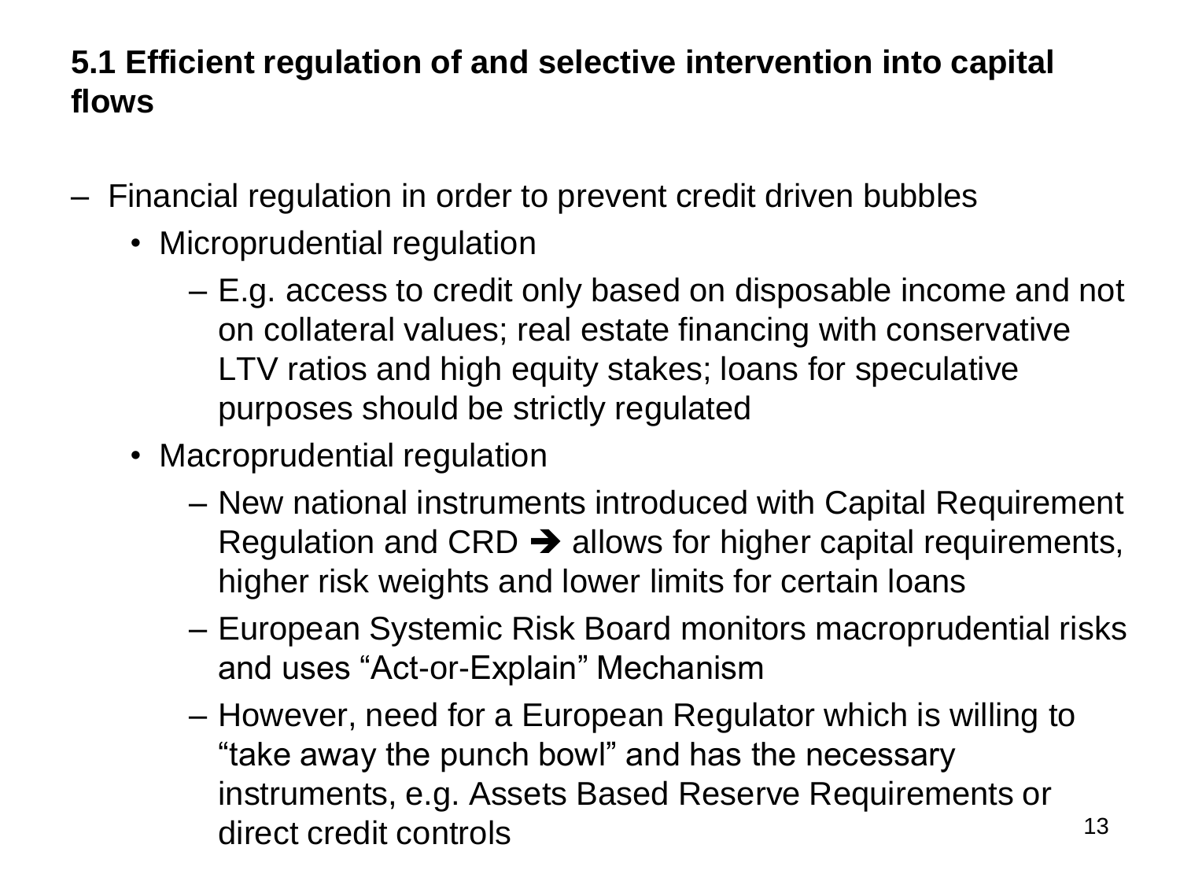## 5.1 Efficient regulation of and selective intervention into capital flows

- Financial regulation in order to prevent credit driven bubbles
  - Microprudential regulation
    - E.g. access to credit only based on disposable income and not on collateral values; real estate financing with conservative LTV ratios and high equity stakes; loans for speculative purposes should be strictly regulated
  - Macroprudential regulation
    - New national instruments introduced with Capital Requirement Regulation and CRD ➔ allows for higher capital requirements, higher risk weights and lower limits for certain loans
    - European Systemic Risk Board monitors macroprudential risks and uses "Act-or-Explain" Mechanism
    - However, need for a European Regulator which is willing to "take away the punch bowl" and has the necessary instruments, e.g. Assets Based Reserve Requirements or direct credit controls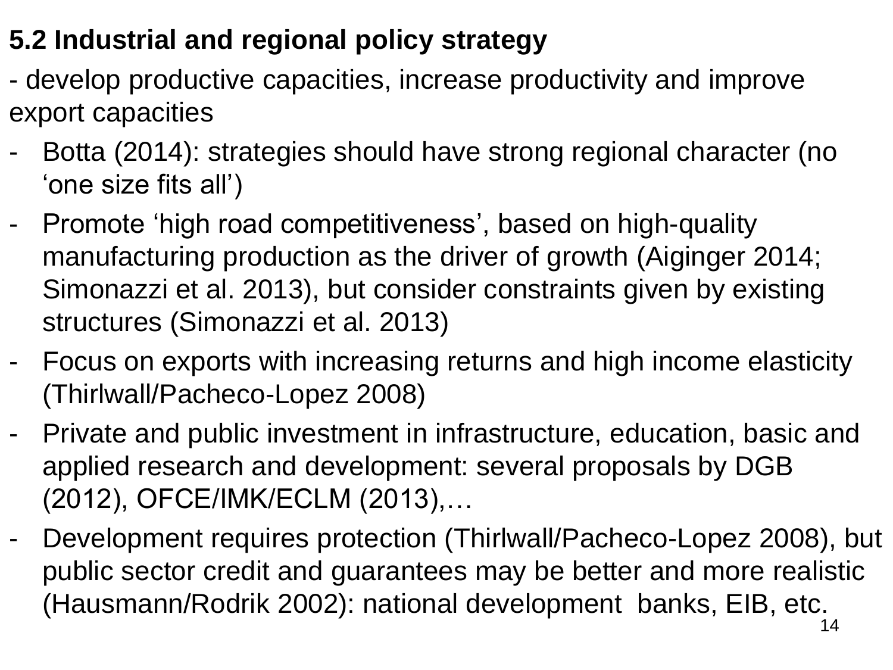**5.2 Industrial and regional policy strategy**

- develop productive capacities, increase productivity and improve export capacities

- Botta (2014): strategies should have strong regional character (no 'one size fits all')
- Promote 'high road competitiveness', based on high-quality manufacturing production as the driver of growth (Aiginger 2014; Simonazzi et al. 2013), but consider constraints given by existing structures (Simonazzi et al. 2013)
- Focus on exports with increasing returns and high income elasticity (Thirlwall/Pacheco-Lopez 2008)
- Private and public investment in infrastructure, education, basic and applied research and development: several proposals by DGB (2012), OFCE/IMK/ECLM (2013),…
- Development requires protection (Thirlwall/Pacheco-Lopez 2008), but public sector credit and guarantees may be better and more realistic (Hausmann/Rodrik 2002): national development banks, EIB, etc.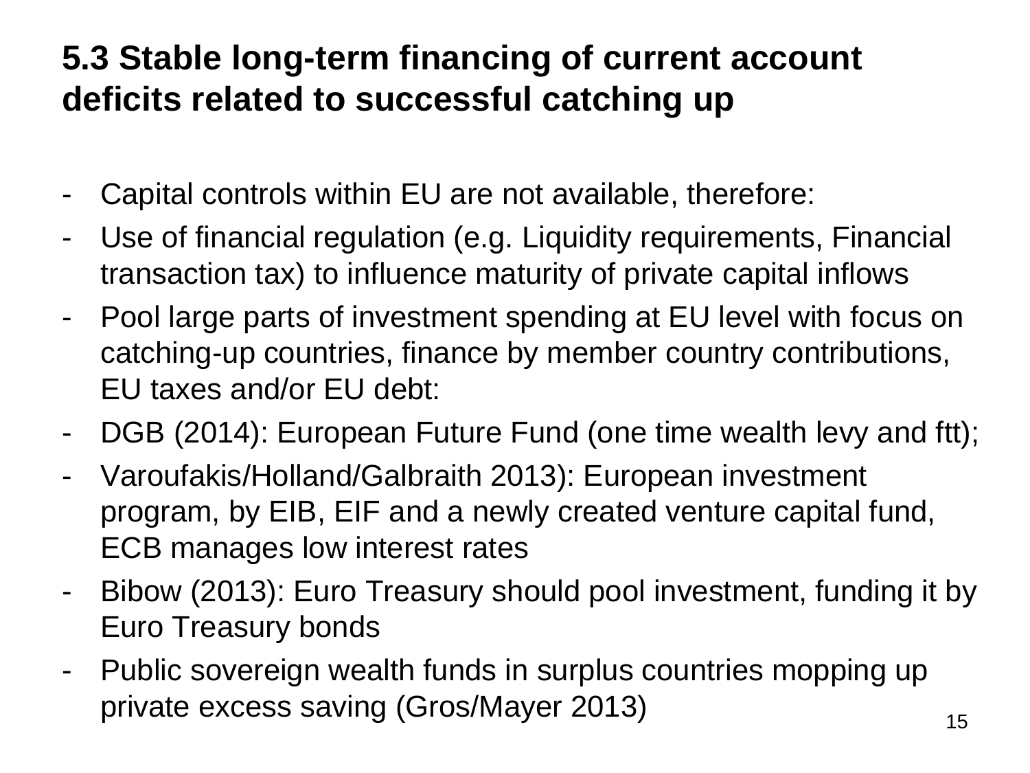## 5.3 Stable long-term financing of current account deficits related to successful catching up

- Capital controls within EU are not available, therefore:
- Use of financial regulation (e.g. Liquidity requirements, Financial transaction tax) to influence maturity of private capital inflows
- Pool large parts of investment spending at EU level with focus on catching-up countries, finance by member country contributions, EU taxes and/or EU debt:
- DGB (2014): European Future Fund (one time wealth levy and ftt);
- Varoufakis/Holland/Galbraith 2013): European investment program, by EIB, EIF and a newly created venture capital fund, ECB manages low interest rates
- Bibow (2013): Euro Treasury should pool investment, funding it by Euro Treasury bonds
- Public sovereign wealth funds in surplus countries mopping up private excess saving (Gros/Mayer 2013)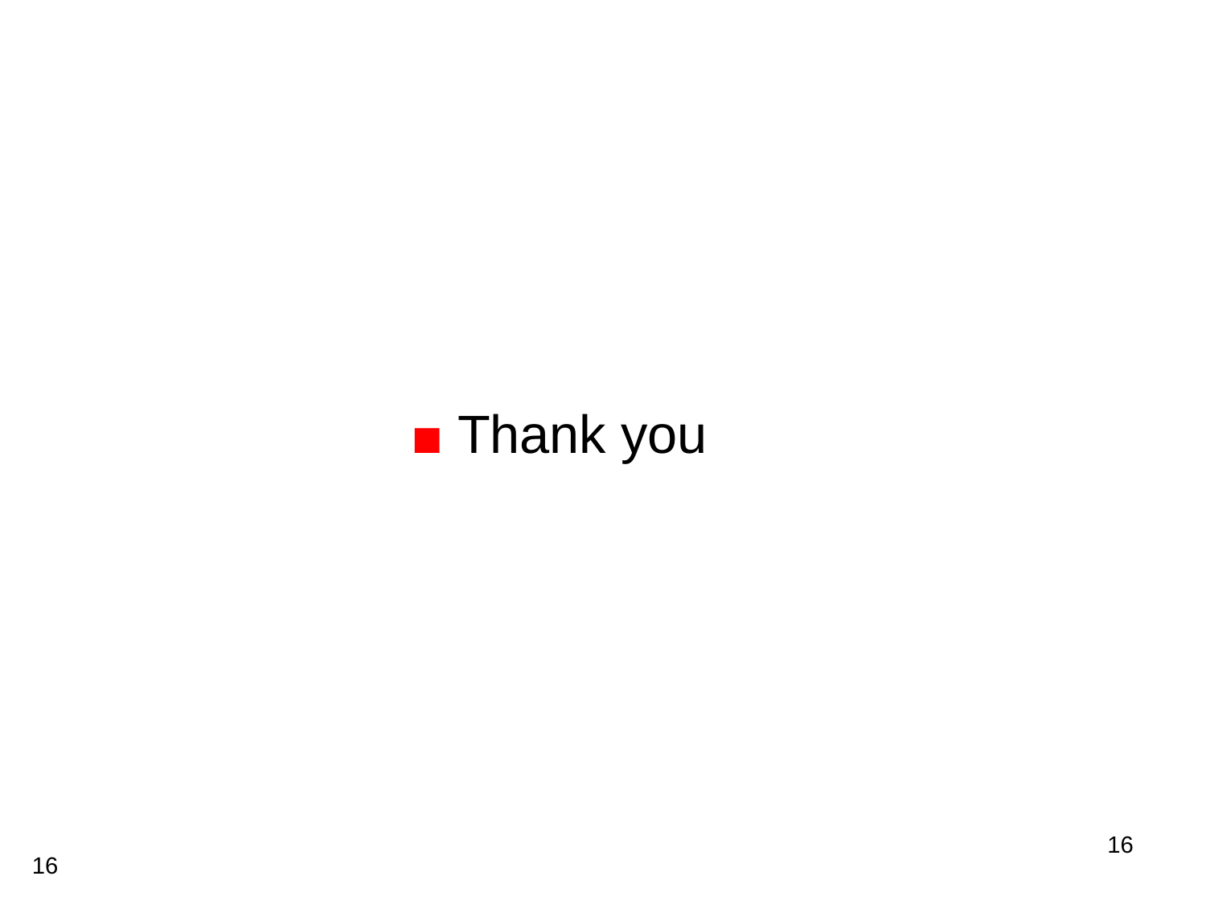- Thank you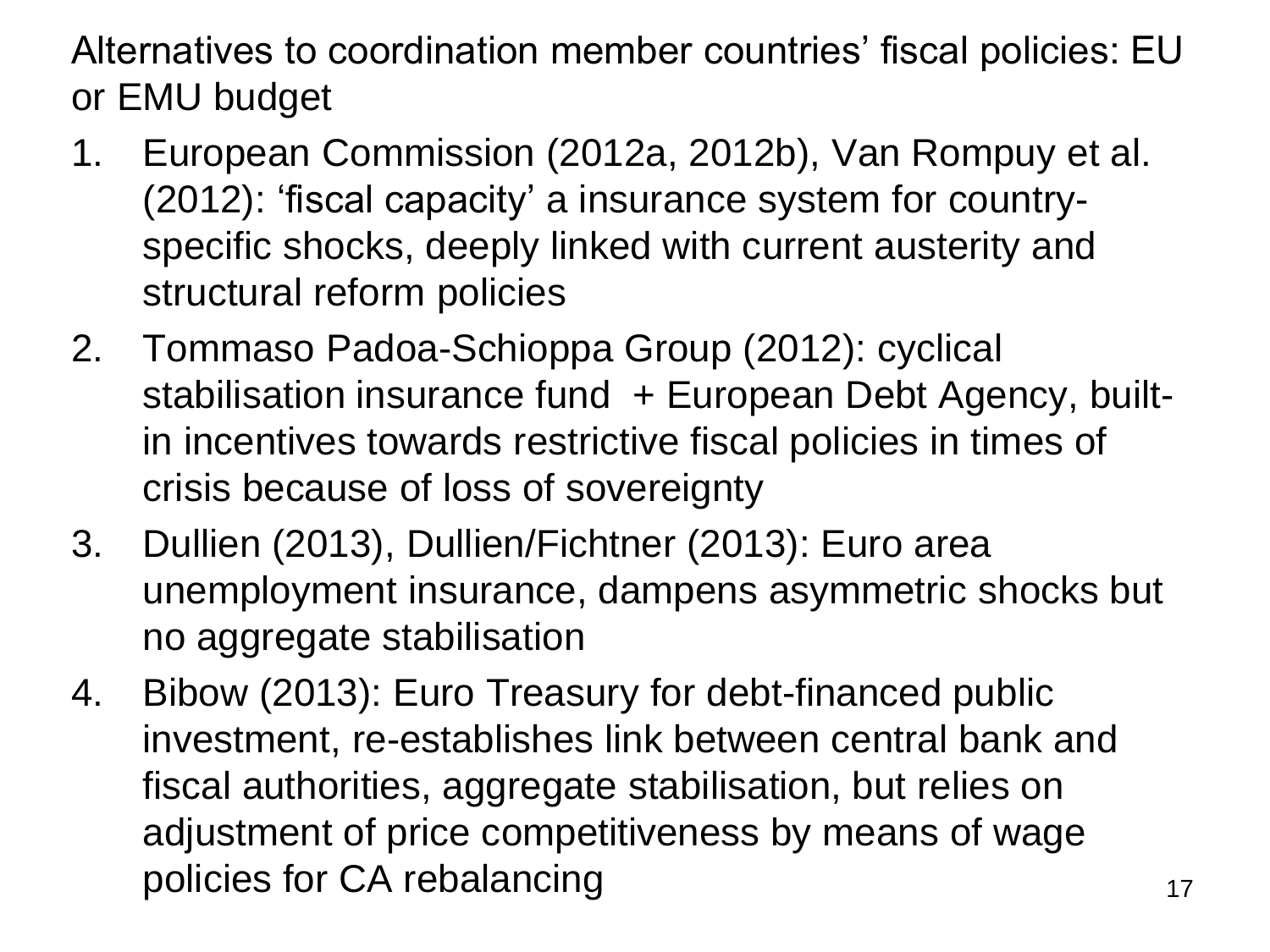Alternatives to coordination member countries' fiscal policies: EU or EMU budget

1. European Commission (2012a, 2012b), Van Rompuy et al. (2012): 'fiscal capacity' a insurance system for country-specific shocks, deeply linked with current austerity and structural reform policies
2. Tommaso Padoa-Schioppa Group (2012): cyclical stabilisation insurance fund + European Debt Agency, built-in incentives towards restrictive fiscal policies in times of crisis because of loss of sovereignty
3. Dullien (2013), Dullien/Fichtner (2013): Euro area unemployment insurance, dampens asymmetric shocks but no aggregate stabilisation
4. Bibow (2013): Euro Treasury for debt-financed public investment, re-establishes link between central bank and fiscal authorities, aggregate stabilisation, but relies on adjustment of price competitiveness by means of wage policies for CA rebalancing